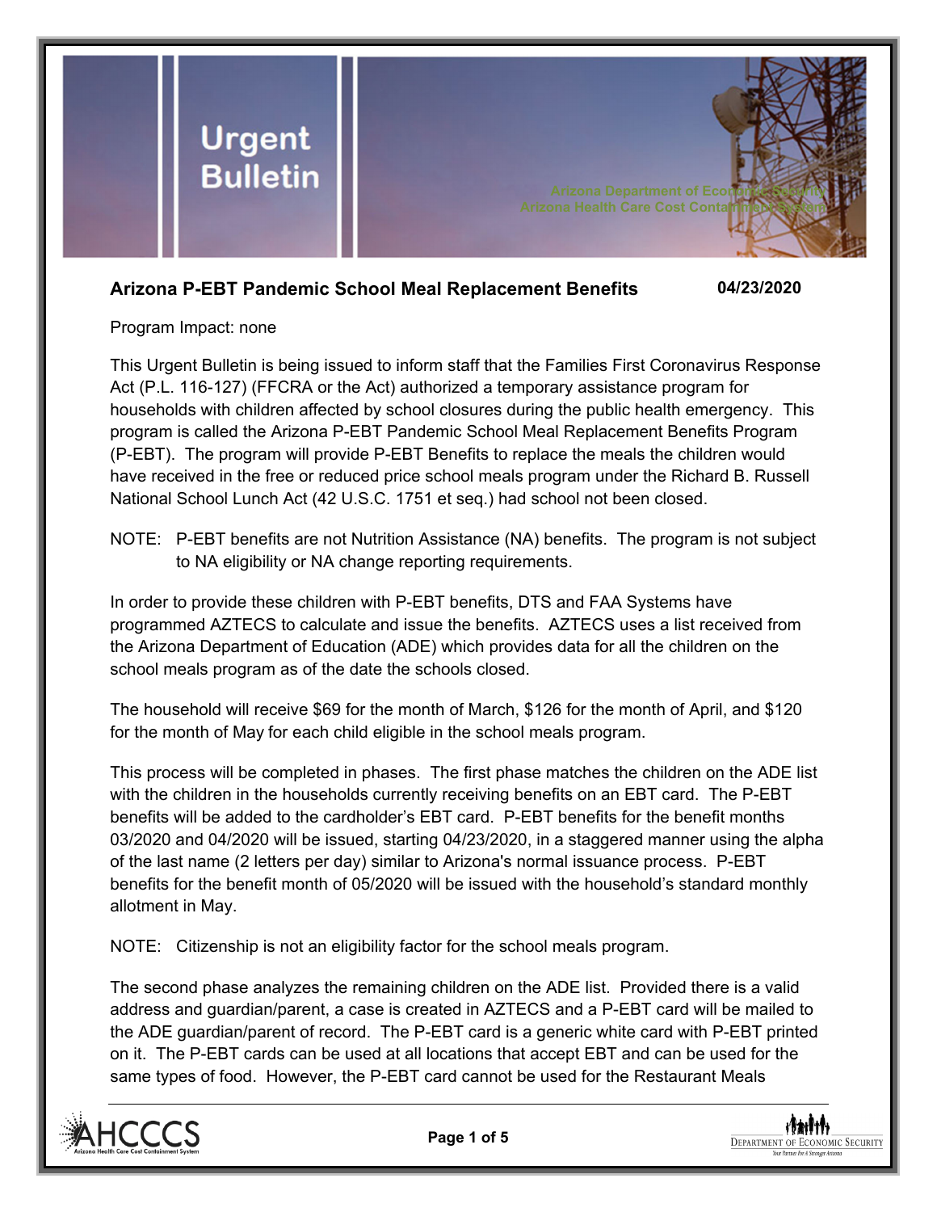# Urgent Bulletin

Arizona Department of Economic Security
Arizona Health Care Cost Containment System

**Arizona P-EBT Pandemic School Meal Replacement Benefits** **04/23/2020**

Program Impact: none

This Urgent Bulletin is being issued to inform staff that the Families First Coronavirus Response Act (P.L. 116-127) (FFCRA or the Act) authorized a temporary assistance program for households with children affected by school closures during the public health emergency. This program is called the Arizona P-EBT Pandemic School Meal Replacement Benefits Program (P-EBT). The program will provide P-EBT Benefits to replace the meals the children would have received in the free or reduced price school meals program under the Richard B. Russell National School Lunch Act (42 U.S.C. 1751 et seq.) had school not been closed.

NOTE: P-EBT benefits are not Nutrition Assistance (NA) benefits. The program is not subject to NA eligibility or NA change reporting requirements.

In order to provide these children with P-EBT benefits, DTS and FAA Systems have programmed AZTECS to calculate and issue the benefits. AZTECS uses a list received from the Arizona Department of Education (ADE) which provides data for all the children on the school meals program as of the date the schools closed.

The household will receive $69 for the month of March, $126 for the month of April, and $120 for the month of May for each child eligible in the school meals program.

This process will be completed in phases. The first phase matches the children on the ADE list with the children in the households currently receiving benefits on an EBT card. The P-EBT benefits will be added to the cardholder's EBT card. P-EBT benefits for the benefit months 03/2020 and 04/2020 will be issued, starting 04/23/2020, in a staggered manner using the alpha of the last name (2 letters per day) similar to Arizona's normal issuance process. P-EBT benefits for the benefit month of 05/2020 will be issued with the household's standard monthly allotment in May.

NOTE: Citizenship is not an eligibility factor for the school meals program.

The second phase analyzes the remaining children on the ADE list. Provided there is a valid address and guardian/parent, a case is created in AZTECS and a P-EBT card will be mailed to the ADE guardian/parent of record. The P-EBT card is a generic white card with P-EBT printed on it. The P-EBT cards can be used at all locations that accept EBT and can be used for the same types of food. However, the P-EBT card cannot be used for the Restaurant Meals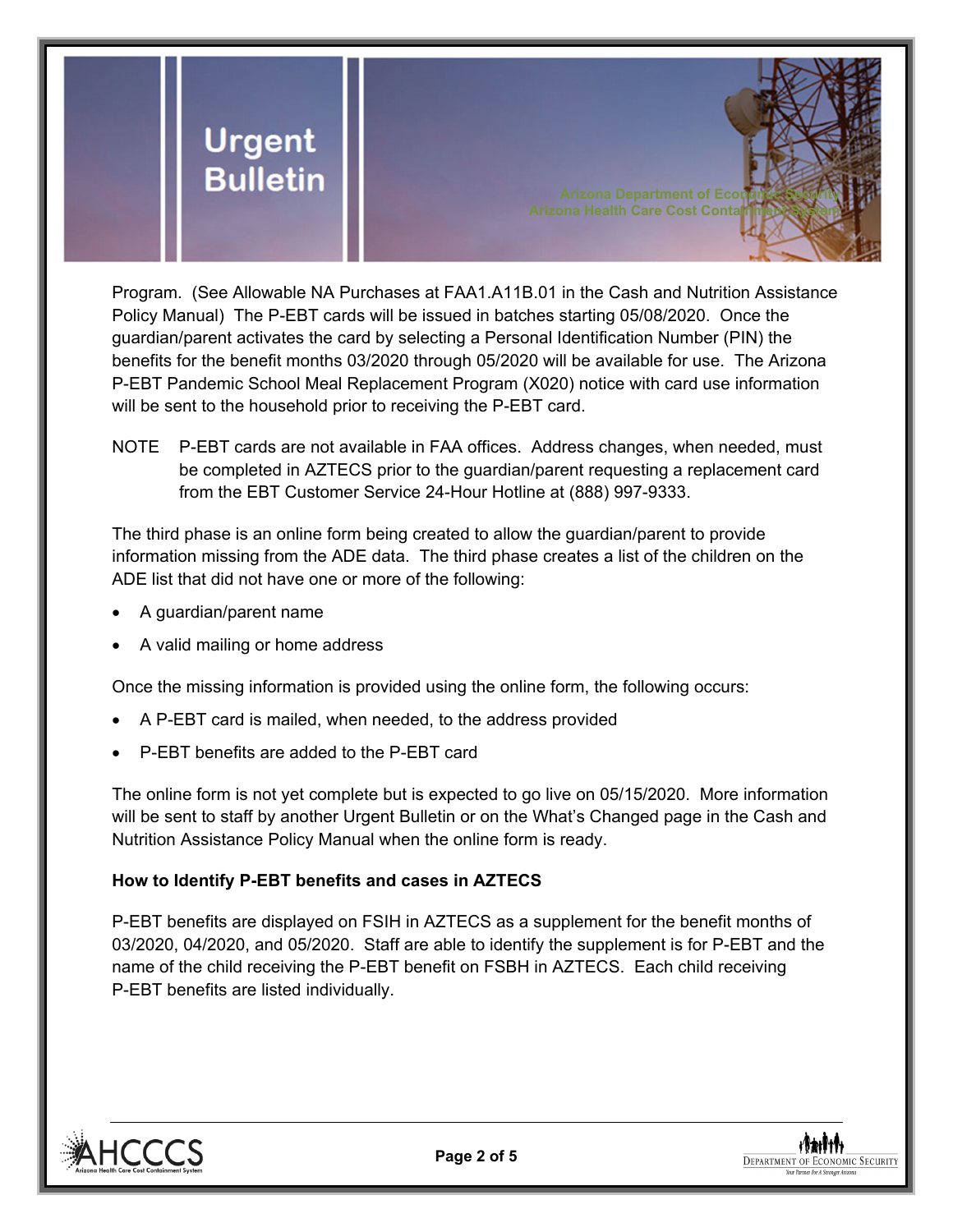Program. (See Allowable NA Purchases at FAA1.A11B.01 in the Cash and Nutrition Assistance Policy Manual) The P-EBT cards will be issued in batches starting 05/08/2020. Once the guardian/parent activates the card by selecting a Personal Identification Number (PIN) the benefits for the benefit months 03/2020 through 05/2020 will be available for use. The Arizona P-EBT Pandemic School Meal Replacement Program (X020) notice with card use information will be sent to the household prior to receiving the P-EBT card.

NOTE P-EBT cards are not available in FAA offices. Address changes, when needed, must be completed in AZTECS prior to the guardian/parent requesting a replacement card from the EBT Customer Service 24-Hour Hotline at (888) 997-9333.

The third phase is an online form being created to allow the guardian/parent to provide information missing from the ADE data. The third phase creates a list of the children on the ADE list that did not have one or more of the following:

- A guardian/parent name
- A valid mailing or home address

Once the missing information is provided using the online form, the following occurs:

- A P-EBT card is mailed, when needed, to the address provided
- P-EBT benefits are added to the P-EBT card

The online form is not yet complete but is expected to go live on 05/15/2020. More information will be sent to staff by another Urgent Bulletin or on the What's Changed page in the Cash and Nutrition Assistance Policy Manual when the online form is ready.

**How to Identify P-EBT benefits and cases in AZTECS**

P-EBT benefits are displayed on FSIH in AZTECS as a supplement for the benefit months of 03/2020, 04/2020, and 05/2020. Staff are able to identify the supplement is for P-EBT and the name of the child receiving the P-EBT benefit on FSBH in AZTECS. Each child receiving P-EBT benefits are listed individually.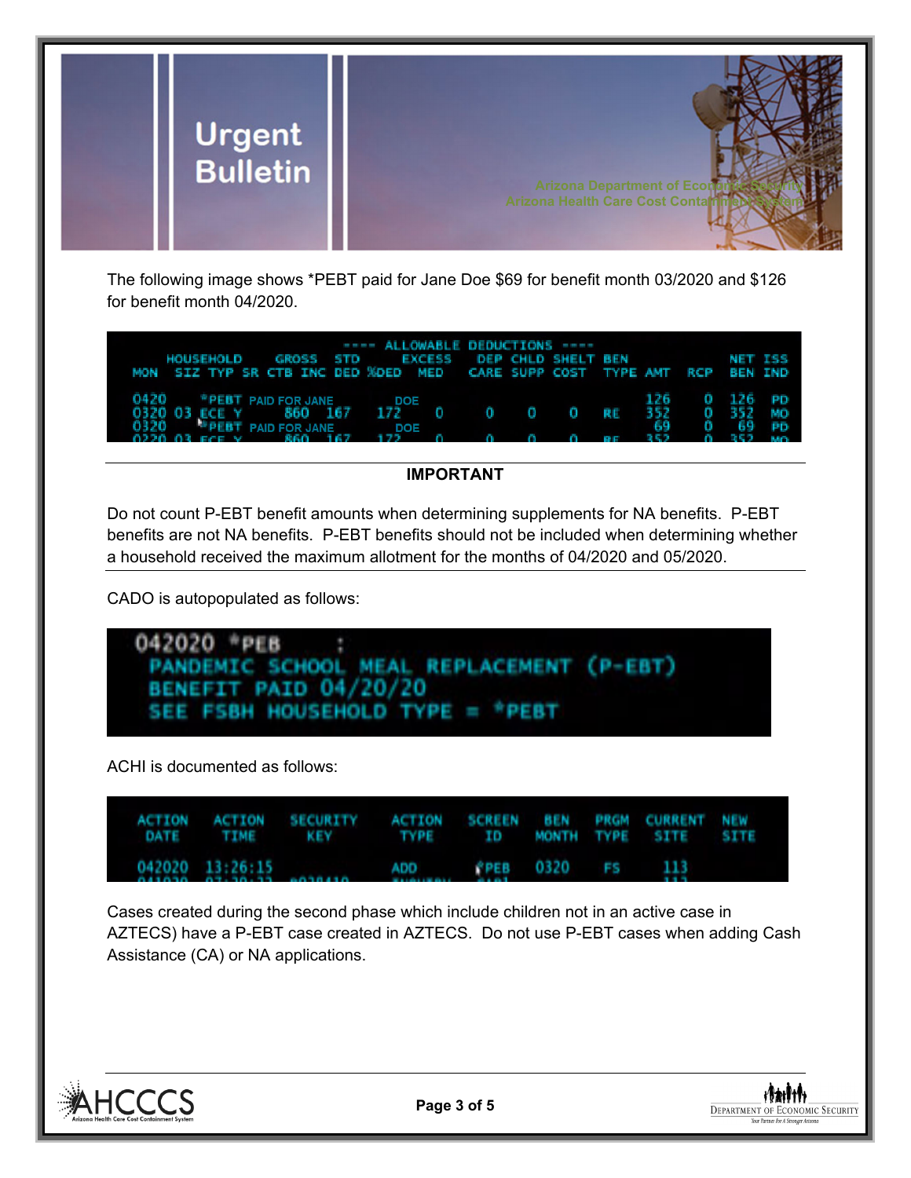The following image shows *PEBT paid for Jane Doe $69 for benefit month 03/2020 and $126 for benefit month 04/2020.

| MON | HOUSEHOLD SIZ | TYP | SR | CTB | GROSS INC | STD DED | %DED | EXCESS MED | DEP CARE | CHLD SUPP | SHELT COST | BEN TYPE | AMT | RCP | NET BEN | ISS IND |
|---|---|---|---|---|---|---|---|---|---|---|---|---|---|---|---|---|
| 0420 | | *PEBT PAID FOR JANE | | | | | DOE | | | | | | 126 | 0 | 126 | PD |
| 0320 | 03 | ECE | Y | | 860 | 167 | 172 | 0 | 0 | 0 | 0 | RE | 352 | 0 | 352 | MO |
| 0320 | | *PEBT PAID FOR JANE | | | | | DOE | | | | | | 69 | 0 | 69 | PD |
| 0220 | 03 | ECE | Y | | 860 | 167 | 172 | 0 | 0 | 0 | 0 | RE | 352 | 0 | 352 | MO |

**IMPORTANT**

Do not count P-EBT benefit amounts when determining supplements for NA benefits. P-EBT benefits are not NA benefits. P-EBT benefits should not be included when determining whether a household received the maximum allotment for the months of 04/2020 and 05/2020.

CADO is autopopulated as follows:

```
042020 *PEB    :
  PANDEMIC SCHOOL MEAL REPLACEMENT (P-EBT)
  BENEFIT PAID 04/20/20
  SEE FSBH HOUSEHOLD TYPE = *PEBT
```

ACHI is documented as follows:

| ACTION DATE | ACTION TIME | SECURITY KEY | ACTION TYPE | SCREEN ID | BEN MONTH | PRGM TYPE | CURRENT SITE | NEW SITE |
|---|---|---|---|---|---|---|---|---|
| 042020 | 13:26:15 | | ADD | *PEB | 0320 | FS | 113 | |

Cases created during the second phase which include children not in an active case in AZTECS) have a P-EBT case created in AZTECS. Do not use P-EBT cases when adding Cash Assistance (CA) or NA applications.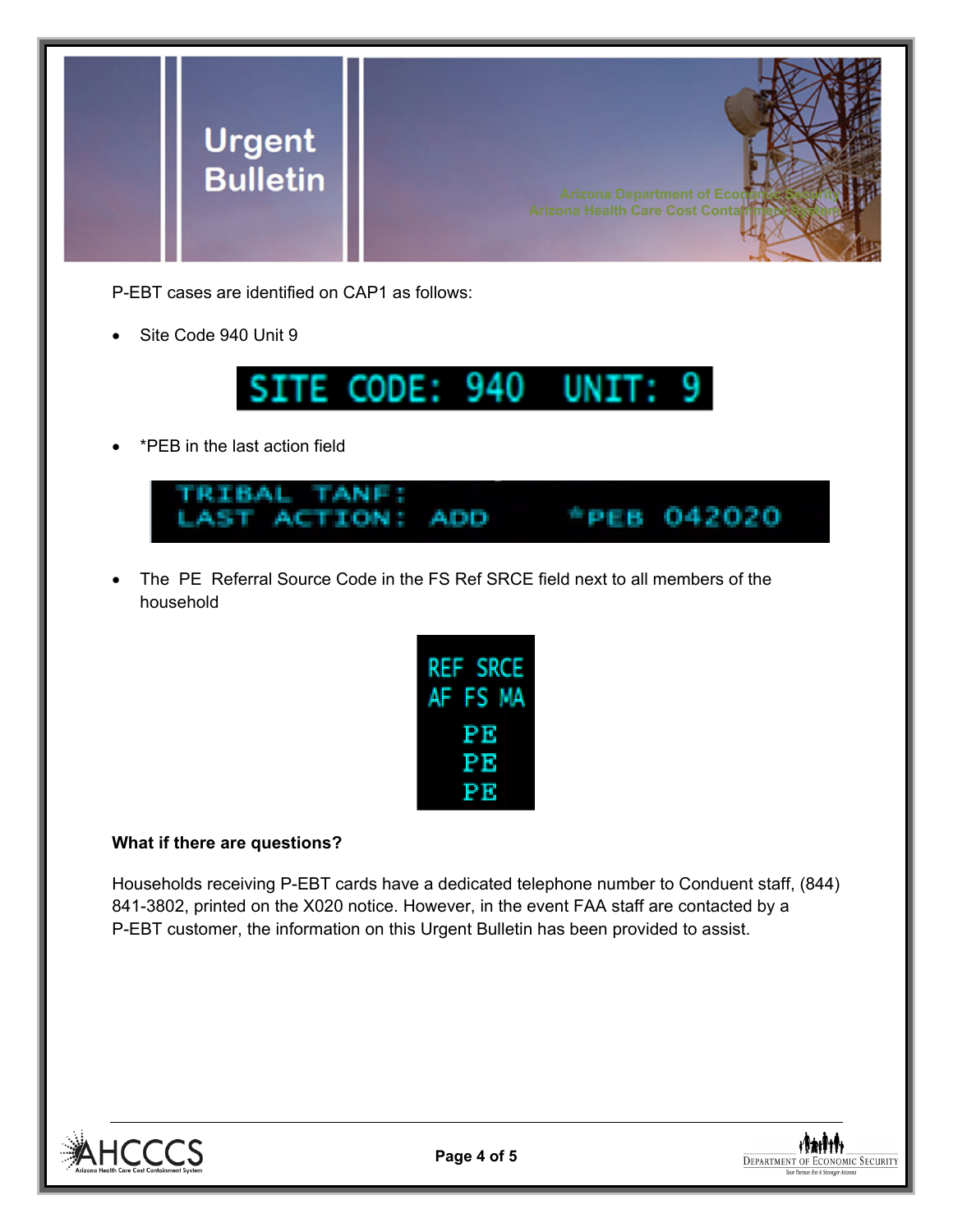P-EBT cases are identified on CAP1 as follows:

- Site Code 940 Unit 9

SITE CODE: 940 UNIT: 9

- *PEB in the last action field

TRIBAL TANF:
LAST ACTION: ADD *PEB 042020

- The PE Referral Source Code in the FS Ref SRCE field next to all members of the household

REF SRCE
AF FS MA
PE
PE
PE

**What if there are questions?**

Households receiving P-EBT cards have a dedicated telephone number to Conduent staff, (844) 841-3802, printed on the X020 notice. However, in the event FAA staff are contacted by a P-EBT customer, the information on this Urgent Bulletin has been provided to assist.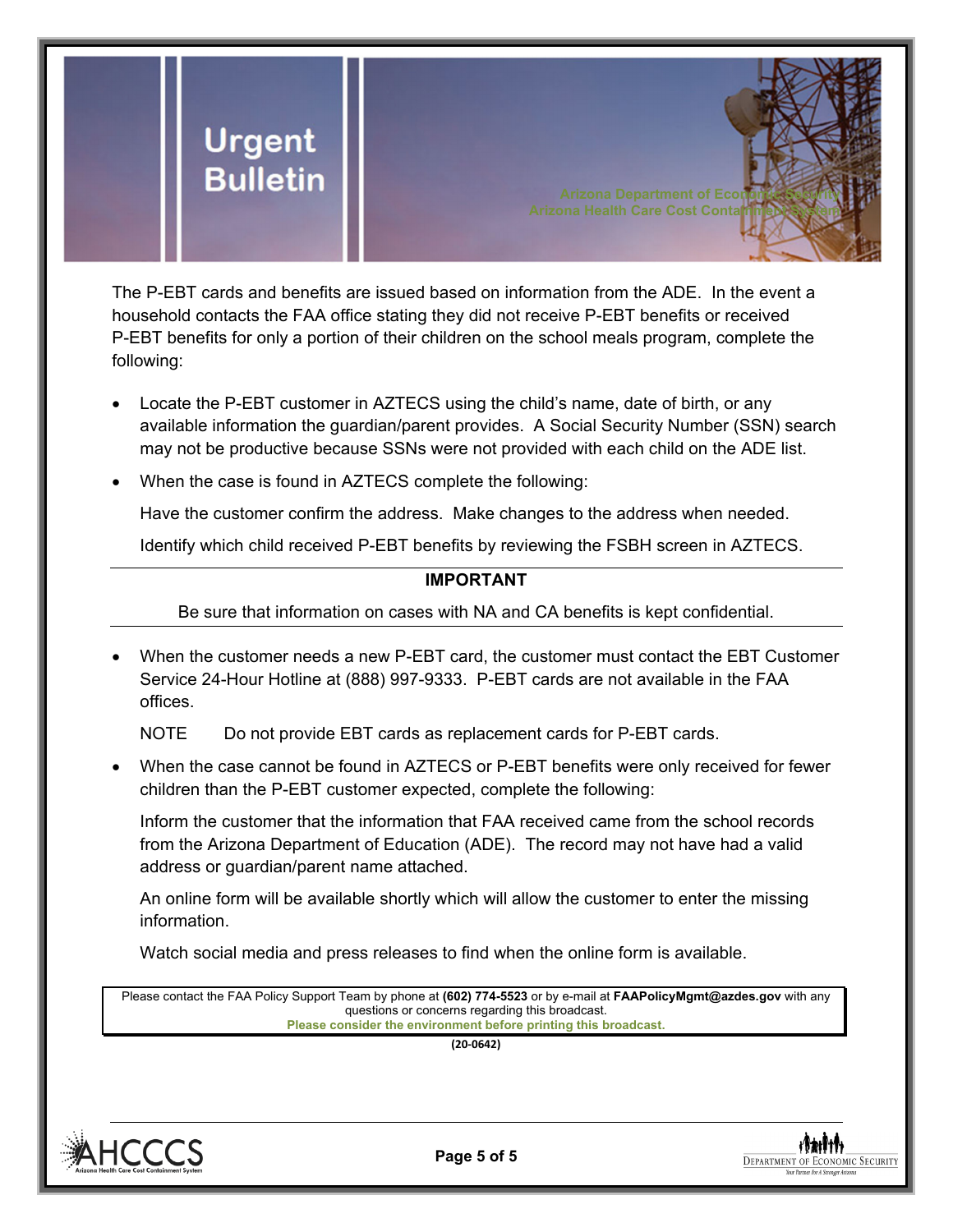The P-EBT cards and benefits are issued based on information from the ADE. In the event a household contacts the FAA office stating they did not receive P-EBT benefits or received P-EBT benefits for only a portion of their children on the school meals program, complete the following:

- Locate the P-EBT customer in AZTECS using the child's name, date of birth, or any available information the guardian/parent provides. A Social Security Number (SSN) search may not be productive because SSNs were not provided with each child on the ADE list.
- When the case is found in AZTECS complete the following:

  Have the customer confirm the address. Make changes to the address when needed.

  Identify which child received P-EBT benefits by reviewing the FSBH screen in AZTECS.

---

**IMPORTANT**

Be sure that information on cases with NA and CA benefits is kept confidential.

---

- When the customer needs a new P-EBT card, the customer must contact the EBT Customer Service 24-Hour Hotline at (888) 997-9333. P-EBT cards are not available in the FAA offices.

  NOTE Do not provide EBT cards as replacement cards for P-EBT cards.

- When the case cannot be found in AZTECS or P-EBT benefits were only received for fewer children than the P-EBT customer expected, complete the following:

  Inform the customer that the information that FAA received came from the school records from the Arizona Department of Education (ADE). The record may not have had a valid address or guardian/parent name attached.

  An online form will be available shortly which will allow the customer to enter the missing information.

  Watch social media and press releases to find when the online form is available.

Please contact the FAA Policy Support Team by phone at **(602) 774-5523** or by e-mail at **FAAPolicyMgmt@azdes.gov** with any questions or concerns regarding this broadcast.
**Please consider the environment before printing this broadcast.**

**(20-0642)**